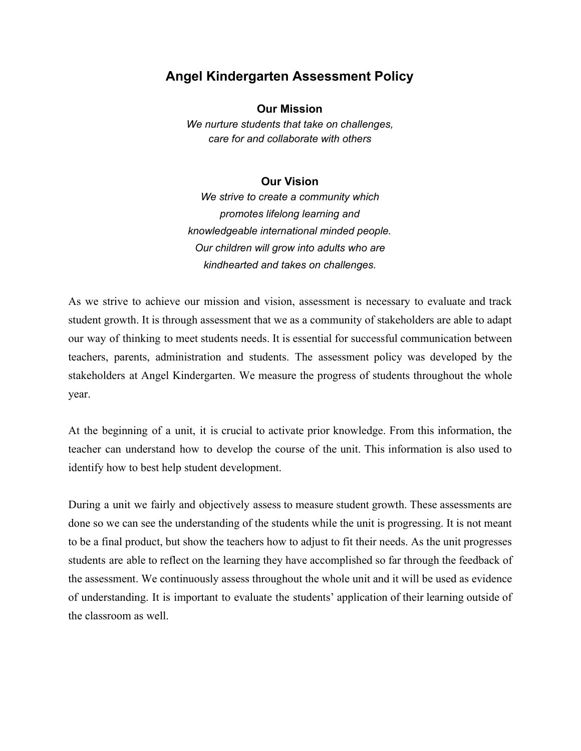# Angel Kindergarten Assessment Policy

**Our Mission**

*We nurture students that take on challenges, care for and collaborate with others*

**Our Vision**

*We strive to create a community which promotes lifelong learning and knowledgeable international minded people. Our children will grow into adults who are kindhearted and takes on challenges.*

As we strive to achieve our mission and vision, assessment is necessary to evaluate and track student growth. It is through assessment that we as a community of stakeholders are able to adapt our way of thinking to meet students needs. It is essential for successful communication between teachers, parents, administration and students. The assessment policy was developed by the stakeholders at Angel Kindergarten. We measure the progress of students throughout the whole year.

At the beginning of a unit, it is crucial to activate prior knowledge. From this information, the teacher can understand how to develop the course of the unit. This information is also used to identify how to best help student development.

During a unit we fairly and objectively assess to measure student growth. These assessments are done so we can see the understanding of the students while the unit is progressing. It is not meant to be a final product, but show the teachers how to adjust to fit their needs. As the unit progresses students are able to reflect on the learning they have accomplished so far through the feedback of the assessment. We continuously assess throughout the whole unit and it will be used as evidence of understanding. It is important to evaluate the students' application of their learning outside of the classroom as well.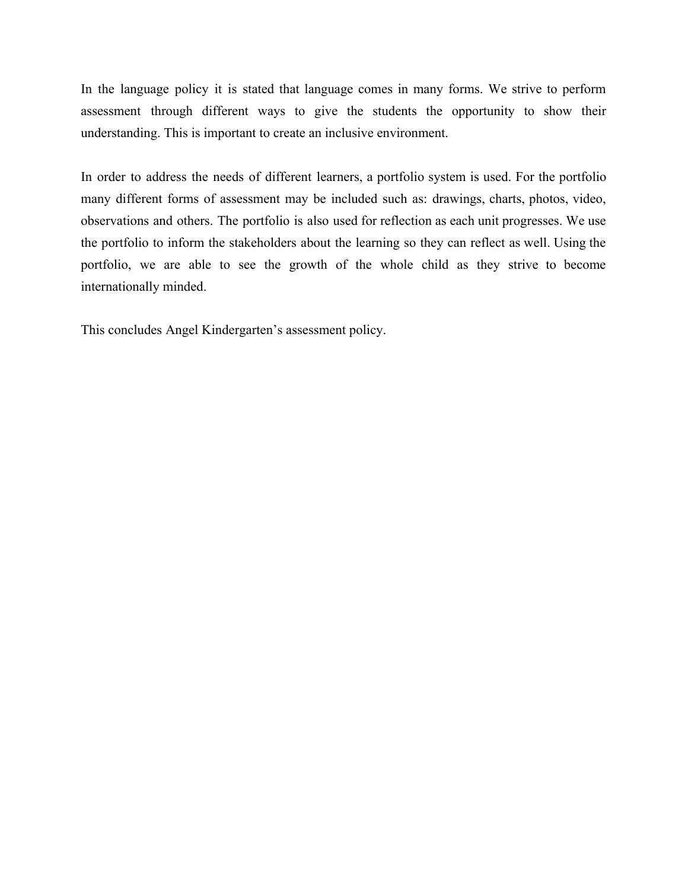In the language policy it is stated that language comes in many forms. We strive to perform assessment through different ways to give the students the opportunity to show their understanding. This is important to create an inclusive environment.

In order to address the needs of different learners, a portfolio system is used. For the portfolio many different forms of assessment may be included such as: drawings, charts, photos, video, observations and others. The portfolio is also used for reflection as each unit progresses. We use the portfolio to inform the stakeholders about the learning so they can reflect as well. Using the portfolio, we are able to see the growth of the whole child as they strive to become internationally minded.

This concludes Angel Kindergarten's assessment policy.